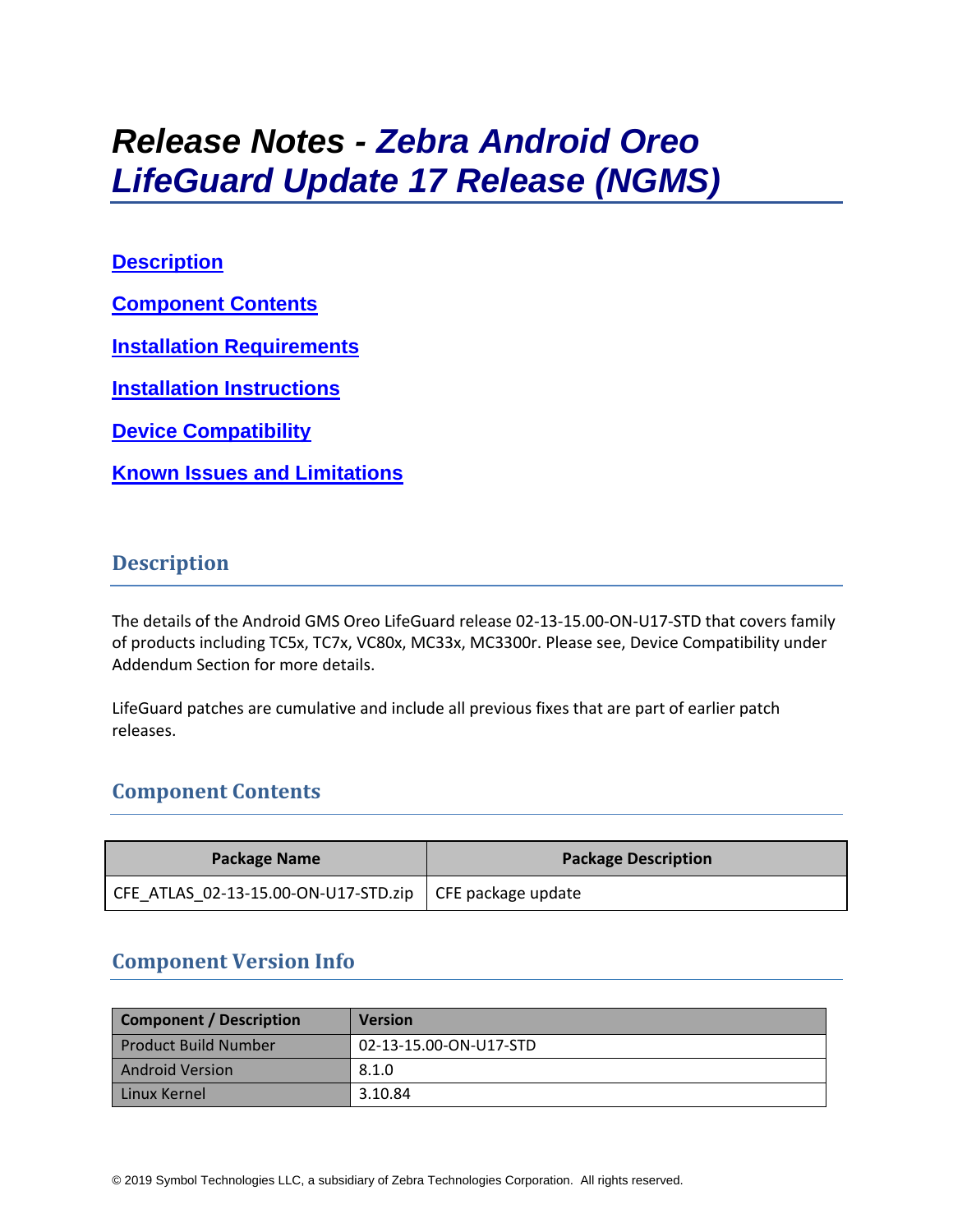# Release Notes - Zebra Android Oreo LifeGuard Update 17 Release (NGMS)

[Description](#description)

[Component Contents](#component-contents)

[Installation Requirements](#installation-requirements)

[Installation Instructions](#installation-instructions)

[Device Compatibility](#device-compatibility)

[Known Issues and Limitations](#known-issues-and-limitations)

## Description

The details of the Android GMS Oreo LifeGuard release 02-13-15.00-ON-U17-STD that covers family of products including TC5x, TC7x, VC80x, MC33x, MC3300r. Please see, Device Compatibility under Addendum Section for more details.

LifeGuard patches are cumulative and include all previous fixes that are part of earlier patch releases.

## Component Contents

| Package Name | Package Description |
|---|---|
| CFE_ATLAS_02-13-15.00-ON-U17-STD.zip | CFE package update |

## Component Version Info

| Component / Description | Version |
|---|---|
| Product Build Number | 02-13-15.00-ON-U17-STD |
| Android Version | 8.1.0 |
| Linux Kernel | 3.10.84 |

© 2019 Symbol Technologies LLC, a subsidiary of Zebra Technologies Corporation. All rights reserved.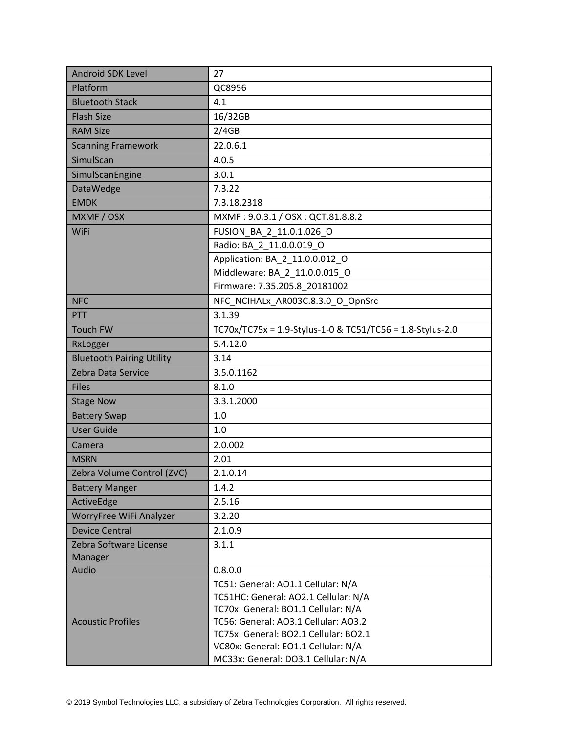| | |
|---|---|
| Android SDK Level | 27 |
| Platform | QC8956 |
| Bluetooth Stack | 4.1 |
| Flash Size | 16/32GB |
| RAM Size | 2/4GB |
| Scanning Framework | 22.0.6.1 |
| SimulScan | 4.0.5 |
| SimulScanEngine | 3.0.1 |
| DataWedge | 7.3.22 |
| EMDK | 7.3.18.2318 |
| MXMF / OSX | MXMF : 9.0.3.1 / OSX : QCT.81.8.8.2 |
| WiFi | FUSION_BA_2_11.0.1.026_O |
| | Radio: BA_2_11.0.0.019_O |
| | Application: BA_2_11.0.0.012_O |
| | Middleware: BA_2_11.0.0.015_O |
| | Firmware: 7.35.205.8_20181002 |
| NFC | NFC_NCIHALx_AR003C.8.3.0_O_OpnSrc |
| PTT | 3.1.39 |
| Touch FW | TC70x/TC75x = 1.9-Stylus-1-0 & TC51/TC56 = 1.8-Stylus-2.0 |
| RxLogger | 5.4.12.0 |
| Bluetooth Pairing Utility | 3.14 |
| Zebra Data Service | 3.5.0.1162 |
| Files | 8.1.0 |
| Stage Now | 3.3.1.2000 |
| Battery Swap | 1.0 |
| User Guide | 1.0 |
| Camera | 2.0.002 |
| MSRN | 2.01 |
| Zebra Volume Control (ZVC) | 2.1.0.14 |
| Battery Manger | 1.4.2 |
| ActiveEdge | 2.5.16 |
| WorryFree WiFi Analyzer | 3.2.20 |
| Device Central | 2.1.0.9 |
| Zebra Software License Manager | 3.1.1 |
| Audio | 0.8.0.0 |
| Acoustic Profiles | TC51: General: AO1.1 Cellular: N/A<br>TC51HC: General: AO2.1 Cellular: N/A<br>TC70x: General: BO1.1 Cellular: N/A<br>TC56: General: AO3.1 Cellular: AO3.2<br>TC75x: General: BO2.1 Cellular: BO2.1<br>VC80x: General: EO1.1 Cellular: N/A<br>MC33x: General: DO3.1 Cellular: N/A |

© 2019 Symbol Technologies LLC, a subsidiary of Zebra Technologies Corporation. All rights reserved.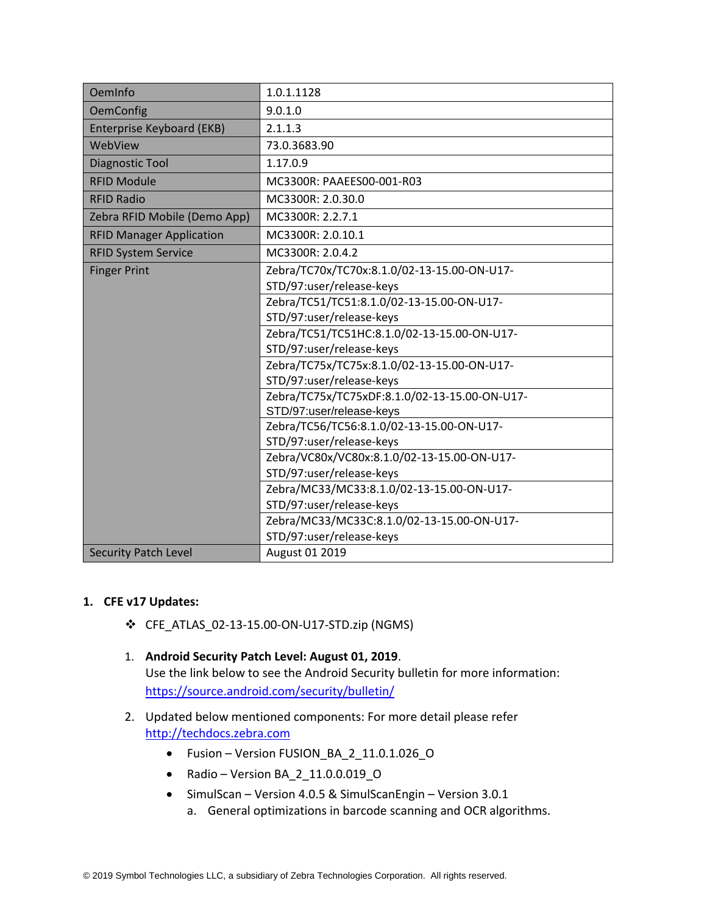| | |
|---|---|
| OemInfo | 1.0.1.1128 |
| OemConfig | 9.0.1.0 |
| Enterprise Keyboard (EKB) | 2.1.1.3 |
| WebView | 73.0.3683.90 |
| Diagnostic Tool | 1.17.0.9 |
| RFID Module | MC3300R: PAAEES00-001-R03 |
| RFID Radio | MC3300R: 2.0.30.0 |
| Zebra RFID Mobile (Demo App) | MC3300R: 2.2.7.1 |
| RFID Manager Application | MC3300R: 2.0.10.1 |
| RFID System Service | MC3300R: 2.0.4.2 |
| Finger Print | Zebra/TC70x/TC70x:8.1.0/02-13-15.00-ON-U17-STD/97:user/release-keys |
| | Zebra/TC51/TC51:8.1.0/02-13-15.00-ON-U17-STD/97:user/release-keys |
| | Zebra/TC51/TC51HC:8.1.0/02-13-15.00-ON-U17-STD/97:user/release-keys |
| | Zebra/TC75x/TC75x:8.1.0/02-13-15.00-ON-U17-STD/97:user/release-keys |
| | Zebra/TC75x/TC75xDF:8.1.0/02-13-15.00-ON-U17-STD/97:user/release-keys |
| | Zebra/TC56/TC56:8.1.0/02-13-15.00-ON-U17-STD/97:user/release-keys |
| | Zebra/VC80x/VC80x:8.1.0/02-13-15.00-ON-U17-STD/97:user/release-keys |
| | Zebra/MC33/MC33:8.1.0/02-13-15.00-ON-U17-STD/97:user/release-keys |
| | Zebra/MC33/MC33C:8.1.0/02-13-15.00-ON-U17-STD/97:user/release-keys |
| Security Patch Level | August 01 2019 |

1. **CFE v17 Updates:**

   ❖ CFE_ATLAS_02-13-15.00-ON-U17-STD.zip (NGMS)

   1. **Android Security Patch Level: August 01, 2019**.
      Use the link below to see the Android Security bulletin for more information: https://source.android.com/security/bulletin/

   2. Updated below mentioned components: For more detail please refer http://techdocs.zebra.com

      - Fusion – Version FUSION_BA_2_11.0.1.026_O
      - Radio – Version BA_2_11.0.0.019_O
      - SimulScan – Version 4.0.5 & SimulScanEngin – Version 3.0.1
        a. General optimizations in barcode scanning and OCR algorithms.

© 2019 Symbol Technologies LLC, a subsidiary of Zebra Technologies Corporation. All rights reserved.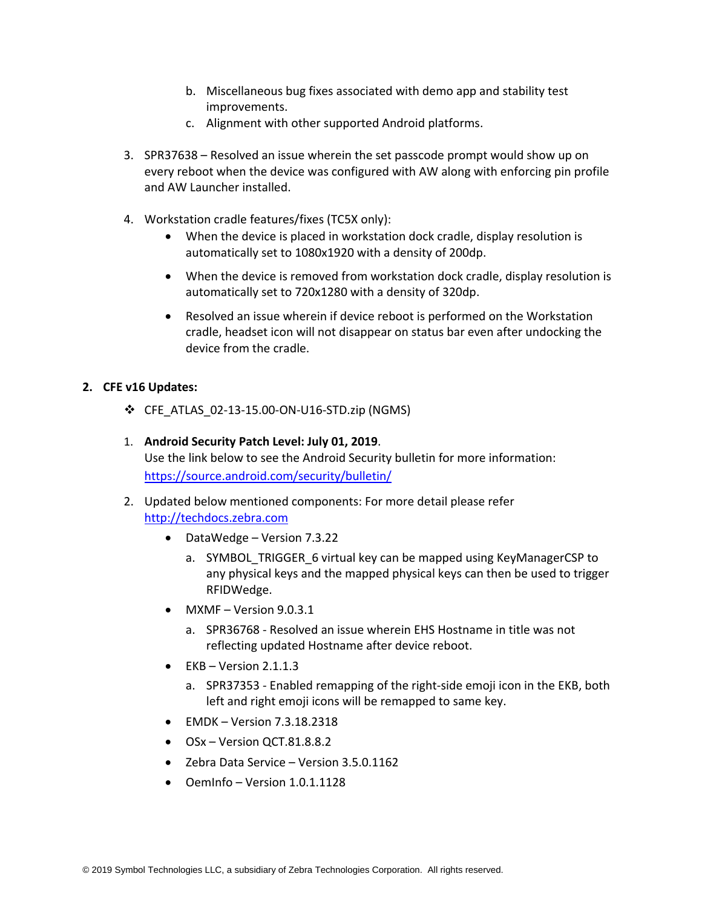b. Miscellaneous bug fixes associated with demo app and stability test improvements.
   c. Alignment with other supported Android platforms.

3. SPR37638 – Resolved an issue wherein the set passcode prompt would show up on every reboot when the device was configured with AW along with enforcing pin profile and AW Launcher installed.

4. Workstation cradle features/fixes (TC5X only):
   - When the device is placed in workstation dock cradle, display resolution is automatically set to 1080x1920 with a density of 200dp.
   - When the device is removed from workstation dock cradle, display resolution is automatically set to 720x1280 with a density of 320dp.
   - Resolved an issue wherein if device reboot is performed on the Workstation cradle, headset icon will not disappear on status bar even after undocking the device from the cradle.

**2. CFE v16 Updates:**

- ❖ CFE_ATLAS_02-13-15.00-ON-U16-STD.zip (NGMS)

1. **Android Security Patch Level: July 01, 2019**.
   Use the link below to see the Android Security bulletin for more information: [https://source.android.com/security/bulletin/](https://source.android.com/security/bulletin/)

2. Updated below mentioned components: For more detail please refer [http://techdocs.zebra.com](http://techdocs.zebra.com)
   - DataWedge – Version 7.3.22
     a. SYMBOL_TRIGGER_6 virtual key can be mapped using KeyManagerCSP to any physical keys and the mapped physical keys can then be used to trigger RFIDWedge.
   - MXMF – Version 9.0.3.1
     a. SPR36768 - Resolved an issue wherein EHS Hostname in title was not reflecting updated Hostname after device reboot.
   - EKB – Version 2.1.1.3
     a. SPR37353 - Enabled remapping of the right-side emoji icon in the EKB, both left and right emoji icons will be remapped to same key.
   - EMDK – Version 7.3.18.2318
   - OSx – Version QCT.81.8.8.2
   - Zebra Data Service – Version 3.5.0.1162
   - OemInfo – Version 1.0.1.1128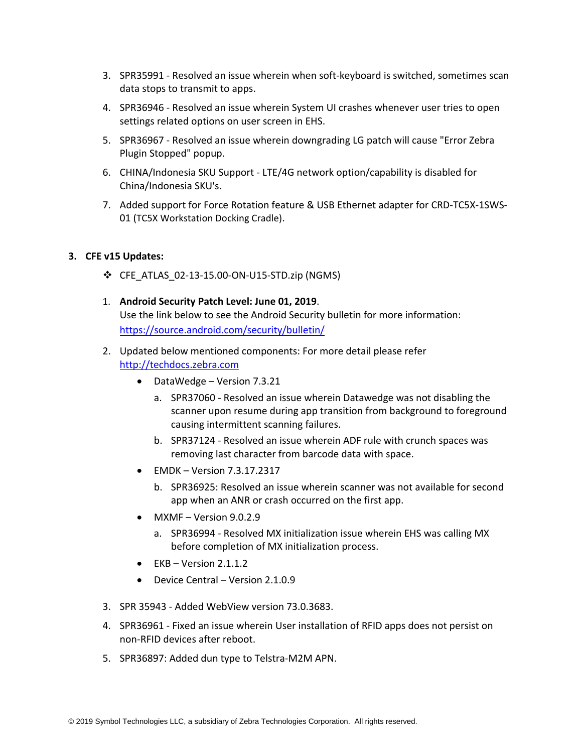3. SPR35991 - Resolved an issue wherein when soft-keyboard is switched, sometimes scan data stops to transmit to apps.
4. SPR36946 - Resolved an issue wherein System UI crashes whenever user tries to open settings related options on user screen in EHS.
5. SPR36967 - Resolved an issue wherein downgrading LG patch will cause "Error Zebra Plugin Stopped" popup.
6. CHINA/Indonesia SKU Support - LTE/4G network option/capability is disabled for China/Indonesia SKU's.
7. Added support for Force Rotation feature & USB Ethernet adapter for CRD-TC5X-1SWS-01 (TC5X Workstation Docking Cradle).

### 3. CFE v15 Updates:

- ❖ CFE_ATLAS_02-13-15.00-ON-U15-STD.zip (NGMS)

1. **Android Security Patch Level: June 01, 2019**.
   Use the link below to see the Android Security bulletin for more information: https://source.android.com/security/bulletin/
2. Updated below mentioned components: For more detail please refer http://techdocs.zebra.com
   - DataWedge – Version 7.3.21
     a. SPR37060 - Resolved an issue wherein Datawedge was not disabling the scanner upon resume during app transition from background to foreground causing intermittent scanning failures.
     b. SPR37124 - Resolved an issue wherein ADF rule with crunch spaces was removing last character from barcode data with space.
   - EMDK – Version 7.3.17.2317
     b. SPR36925: Resolved an issue wherein scanner was not available for second app when an ANR or crash occurred on the first app.
   - MXMF – Version 9.0.2.9
     a. SPR36994 - Resolved MX initialization issue wherein EHS was calling MX before completion of MX initialization process.
   - EKB – Version 2.1.1.2
   - Device Central – Version 2.1.0.9
3. SPR 35943 - Added WebView version 73.0.3683.
4. SPR36961 - Fixed an issue wherein User installation of RFID apps does not persist on non-RFID devices after reboot.
5. SPR36897: Added dun type to Telstra-M2M APN.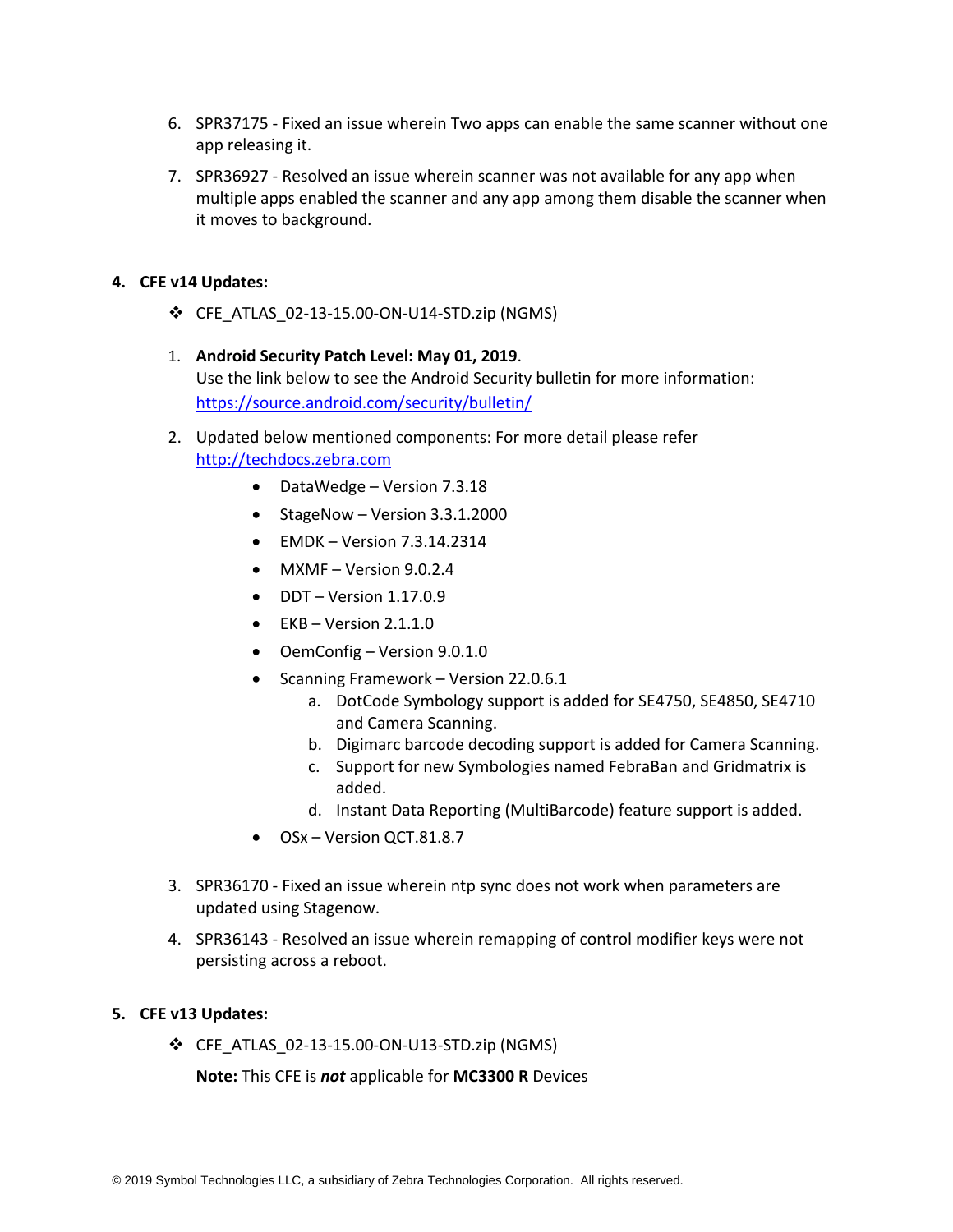6. SPR37175 - Fixed an issue wherein Two apps can enable the same scanner without one app releasing it.

7. SPR36927 - Resolved an issue wherein scanner was not available for any app when multiple apps enabled the scanner and any app among them disable the scanner when it moves to background.

## 4. CFE v14 Updates:

- ❖ CFE_ATLAS_02-13-15.00-ON-U14-STD.zip (NGMS)

1. **Android Security Patch Level: May 01, 2019**.
   Use the link below to see the Android Security bulletin for more information: https://source.android.com/security/bulletin/

2. Updated below mentioned components: For more detail please refer http://techdocs.zebra.com
   - DataWedge – Version 7.3.18
   - StageNow – Version 3.3.1.2000
   - EMDK – Version 7.3.14.2314
   - MXMF – Version 9.0.2.4
   - DDT – Version 1.17.0.9
   - EKB – Version 2.1.1.0
   - OemConfig – Version 9.0.1.0
   - Scanning Framework – Version 22.0.6.1
     a. DotCode Symbology support is added for SE4750, SE4850, SE4710 and Camera Scanning.
     b. Digimarc barcode decoding support is added for Camera Scanning.
     c. Support for new Symbologies named FebraBan and Gridmatrix is added.
     d. Instant Data Reporting (MultiBarcode) feature support is added.
   - OSx – Version QCT.81.8.7

3. SPR36170 - Fixed an issue wherein ntp sync does not work when parameters are updated using Stagenow.

4. SPR36143 - Resolved an issue wherein remapping of control modifier keys were not persisting across a reboot.

## 5. CFE v13 Updates:

- ❖ CFE_ATLAS_02-13-15.00-ON-U13-STD.zip (NGMS)

  **Note:** This CFE is ***not*** applicable for **MC3300 R** Devices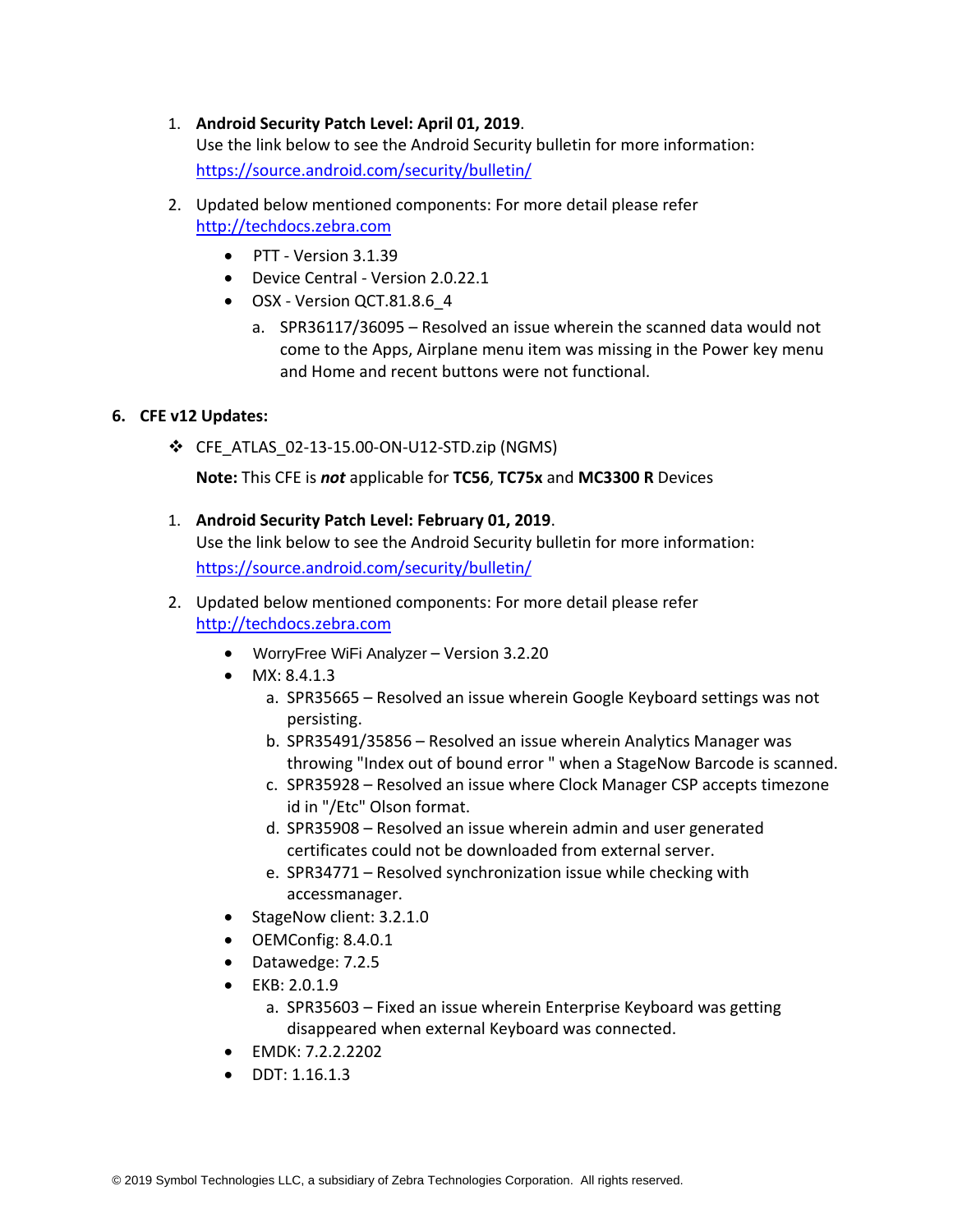1. **Android Security Patch Level: April 01, 2019**.
   Use the link below to see the Android Security bulletin for more information:
   https://source.android.com/security/bulletin/

2. Updated below mentioned components: For more detail please refer http://techdocs.zebra.com

   - PTT - Version 3.1.39
   - Device Central - Version 2.0.22.1
   - OSX - Version QCT.81.8.6_4
     a. SPR36117/36095 – Resolved an issue wherein the scanned data would not come to the Apps, Airplane menu item was missing in the Power key menu and Home and recent buttons were not functional.

**6. CFE v12 Updates:**

❖ CFE_ATLAS_02-13-15.00-ON-U12-STD.zip (NGMS)

**Note:** This CFE is ***not*** applicable for **TC56**, **TC75x** and **MC3300 R** Devices

1. **Android Security Patch Level: February 01, 2019**.
   Use the link below to see the Android Security bulletin for more information:
   https://source.android.com/security/bulletin/

2. Updated below mentioned components: For more detail please refer http://techdocs.zebra.com

   - WorryFree WiFi Analyzer – Version 3.2.20
   - MX: 8.4.1.3
     a. SPR35665 – Resolved an issue wherein Google Keyboard settings was not persisting.
     b. SPR35491/35856 – Resolved an issue wherein Analytics Manager was throwing "Index out of bound error " when a StageNow Barcode is scanned.
     c. SPR35928 – Resolved an issue where Clock Manager CSP accepts timezone id in "/Etc" Olson format.
     d. SPR35908 – Resolved an issue wherein admin and user generated certificates could not be downloaded from external server.
     e. SPR34771 – Resolved synchronization issue while checking with accessmanager.
   - StageNow client: 3.2.1.0
   - OEMConfig: 8.4.0.1
   - Datawedge: 7.2.5
   - EKB: 2.0.1.9
     a. SPR35603 – Fixed an issue wherein Enterprise Keyboard was getting disappeared when external Keyboard was connected.
   - EMDK: 7.2.2.2202
   - DDT: 1.16.1.3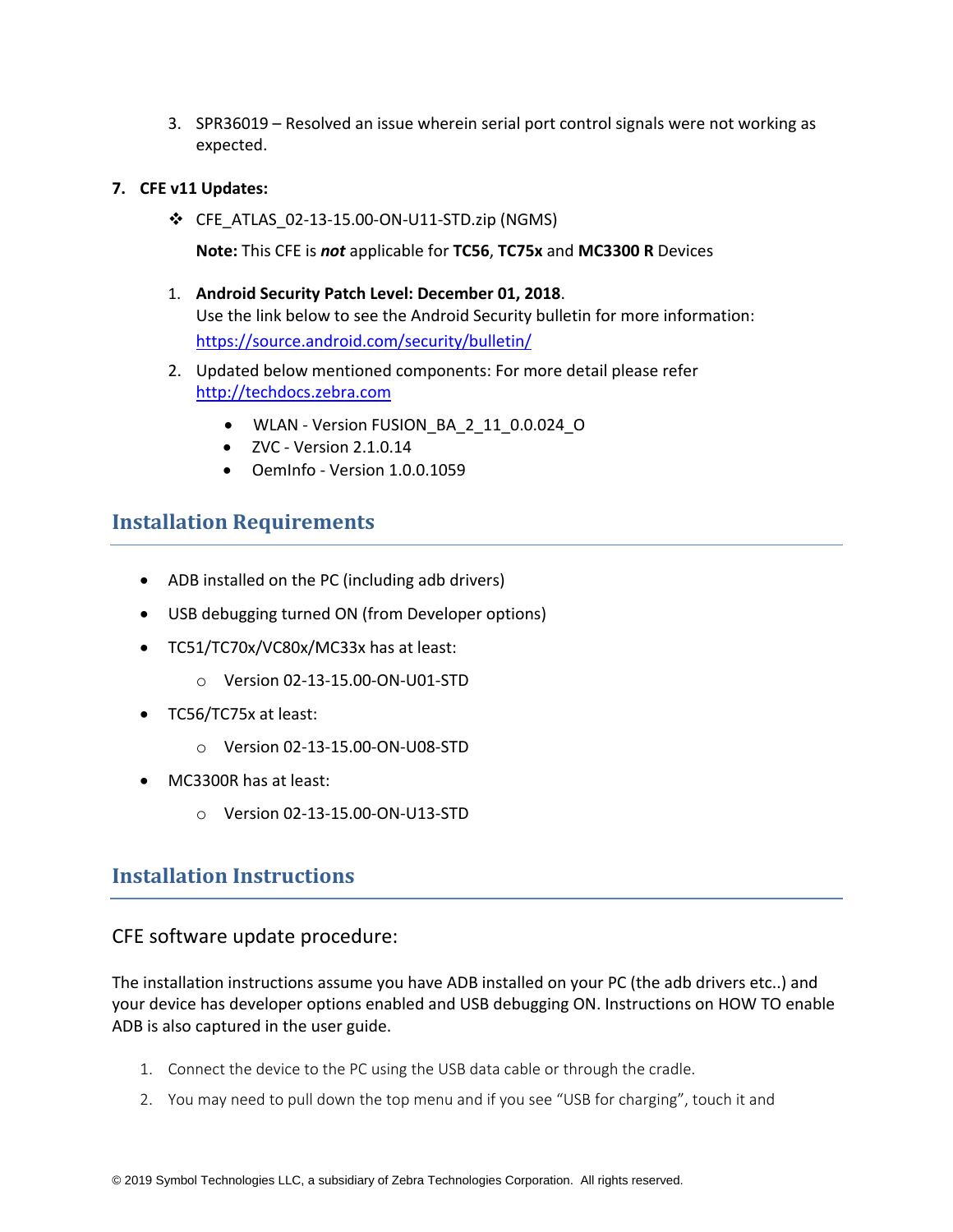3. SPR36019 – Resolved an issue wherein serial port control signals were not working as expected.

**7. CFE v11 Updates:**

- ❖ CFE_ATLAS_02-13-15.00-ON-U11-STD.zip (NGMS)

  **Note:** This CFE is ***not*** applicable for **TC56**, **TC75x** and **MC3300 R** Devices

1. **Android Security Patch Level: December 01, 2018**.
   Use the link below to see the Android Security bulletin for more information: https://source.android.com/security/bulletin/
2. Updated below mentioned components: For more detail please refer http://techdocs.zebra.com
   - WLAN - Version FUSION_BA_2_11_0.0.024_O
   - ZVC - Version 2.1.0.14
   - OemInfo - Version 1.0.0.1059

## Installation Requirements

- ADB installed on the PC (including adb drivers)
- USB debugging turned ON (from Developer options)
- TC51/TC70x/VC80x/MC33x has at least:
  - Version 02-13-15.00-ON-U01-STD
- TC56/TC75x at least:
  - Version 02-13-15.00-ON-U08-STD
- MC3300R has at least:
  - Version 02-13-15.00-ON-U13-STD

## Installation Instructions

### CFE software update procedure:

The installation instructions assume you have ADB installed on your PC (the adb drivers etc..) and your device has developer options enabled and USB debugging ON. Instructions on HOW TO enable ADB is also captured in the user guide.

1. Connect the device to the PC using the USB data cable or through the cradle.
2. You may need to pull down the top menu and if you see "USB for charging", touch it and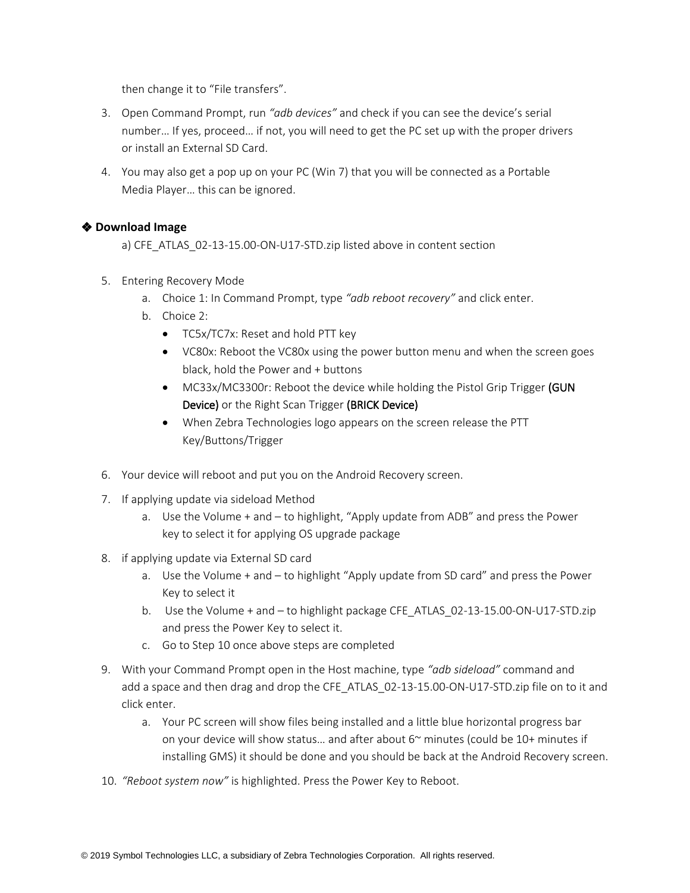then change it to "File transfers".

3. Open Command Prompt, run *"adb devices"* and check if you can see the device's serial number… If yes, proceed… if not, you will need to get the PC set up with the proper drivers or install an External SD Card.

4. You may also get a pop up on your PC (Win 7) that you will be connected as a Portable Media Player… this can be ignored.

### ❖ Download Image

a) CFE_ATLAS_02-13-15.00-ON-U17-STD.zip listed above in content section

5. Entering Recovery Mode
   a. Choice 1: In Command Prompt, type *"adb reboot recovery"* and click enter.
   b. Choice 2:
      - TC5x/TC7x: Reset and hold PTT key
      - VC80x: Reboot the VC80x using the power button menu and when the screen goes black, hold the Power and + buttons
      - MC33x/MC3300r: Reboot the device while holding the Pistol Grip Trigger (GUN Device) or the Right Scan Trigger (BRICK Device)
      - When Zebra Technologies logo appears on the screen release the PTT Key/Buttons/Trigger

6. Your device will reboot and put you on the Android Recovery screen.

7. If applying update via sideload Method
   a. Use the Volume + and – to highlight, "Apply update from ADB" and press the Power key to select it for applying OS upgrade package

8. if applying update via External SD card
   a. Use the Volume + and – to highlight "Apply update from SD card" and press the Power Key to select it
   b. Use the Volume + and – to highlight package CFE_ATLAS_02-13-15.00-ON-U17-STD.zip and press the Power Key to select it.
   c. Go to Step 10 once above steps are completed

9. With your Command Prompt open in the Host machine, type *"adb sideload"* command and add a space and then drag and drop the CFE_ATLAS_02-13-15.00-ON-U17-STD.zip file on to it and click enter.
   a. Your PC screen will show files being installed and a little blue horizontal progress bar on your device will show status… and after about 6~ minutes (could be 10+ minutes if installing GMS) it should be done and you should be back at the Android Recovery screen.

10. *"Reboot system now"* is highlighted. Press the Power Key to Reboot.

© 2019 Symbol Technologies LLC, a subsidiary of Zebra Technologies Corporation. All rights reserved.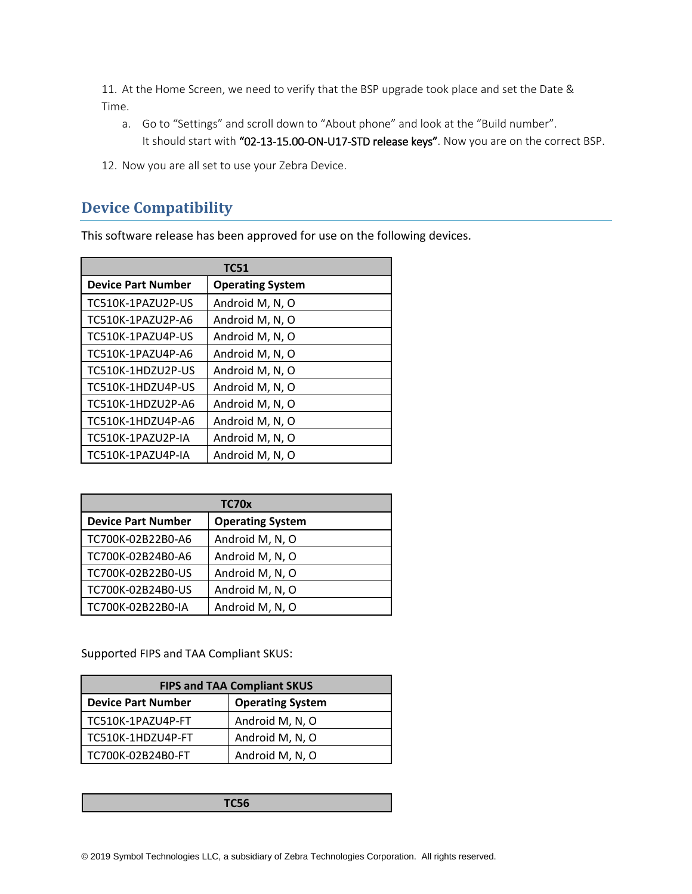11. At the Home Screen, we need to verify that the BSP upgrade took place and set the Date & Time.
    a. Go to "Settings" and scroll down to "About phone" and look at the "Build number". It should start with **"02-13-15.00-ON-U17-STD release keys"**. Now you are on the correct BSP.
12. Now you are all set to use your Zebra Device.

## Device Compatibility

This software release has been approved for use on the following devices.

| TC51 | |
|---|---|
| **Device Part Number** | **Operating System** |
| TC510K-1PAZU2P-US | Android M, N, O |
| TC510K-1PAZU2P-A6 | Android M, N, O |
| TC510K-1PAZU4P-US | Android M, N, O |
| TC510K-1PAZU4P-A6 | Android M, N, O |
| TC510K-1HDZU2P-US | Android M, N, O |
| TC510K-1HDZU4P-US | Android M, N, O |
| TC510K-1HDZU2P-A6 | Android M, N, O |
| TC510K-1HDZU4P-A6 | Android M, N, O |
| TC510K-1PAZU2P-IA | Android M, N, O |
| TC510K-1PAZU4P-IA | Android M, N, O |

| TC70x | |
|---|---|
| **Device Part Number** | **Operating System** |
| TC700K-02B22B0-A6 | Android M, N, O |
| TC700K-02B24B0-A6 | Android M, N, O |
| TC700K-02B22B0-US | Android M, N, O |
| TC700K-02B24B0-US | Android M, N, O |
| TC700K-02B22B0-IA | Android M, N, O |

Supported FIPS and TAA Compliant SKUS:

| FIPS and TAA Compliant SKUS | |
|---|---|
| **Device Part Number** | **Operating System** |
| TC510K-1PAZU4P-FT | Android M, N, O |
| TC510K-1HDZU4P-FT | Android M, N, O |
| TC700K-02B24B0-FT | Android M, N, O |

| TC56 |
|---|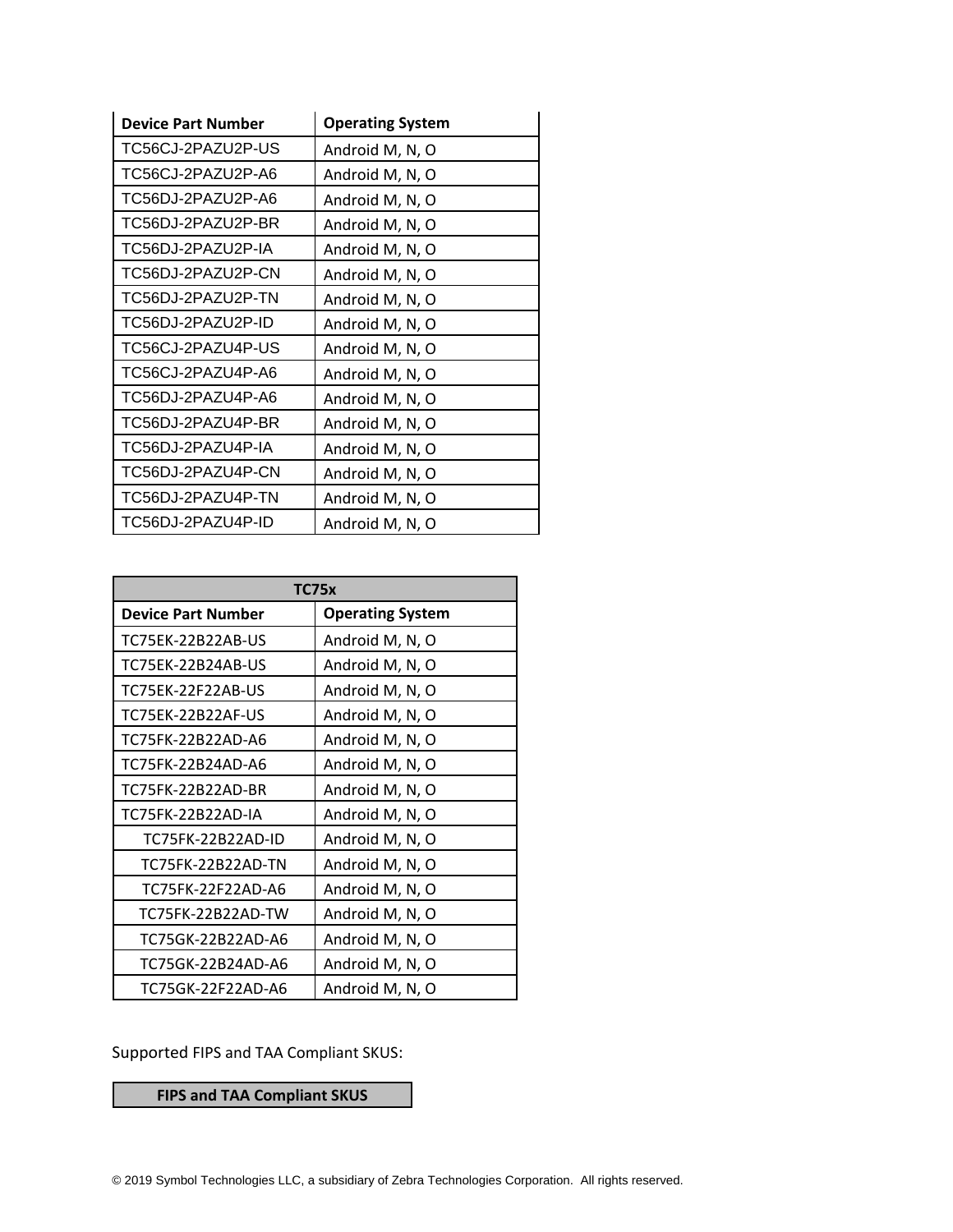| Device Part Number | Operating System |
|---|---|
| TC56CJ-2PAZU2P-US | Android M, N, O |
| TC56CJ-2PAZU2P-A6 | Android M, N, O |
| TC56DJ-2PAZU2P-A6 | Android M, N, O |
| TC56DJ-2PAZU2P-BR | Android M, N, O |
| TC56DJ-2PAZU2P-IA | Android M, N, O |
| TC56DJ-2PAZU2P-CN | Android M, N, O |
| TC56DJ-2PAZU2P-TN | Android M, N, O |
| TC56DJ-2PAZU2P-ID | Android M, N, O |
| TC56CJ-2PAZU4P-US | Android M, N, O |
| TC56CJ-2PAZU4P-A6 | Android M, N, O |
| TC56DJ-2PAZU4P-A6 | Android M, N, O |
| TC56DJ-2PAZU4P-BR | Android M, N, O |
| TC56DJ-2PAZU4P-IA | Android M, N, O |
| TC56DJ-2PAZU4P-CN | Android M, N, O |
| TC56DJ-2PAZU4P-TN | Android M, N, O |
| TC56DJ-2PAZU4P-ID | Android M, N, O |

| TC75x | |
|---|---|
| **Device Part Number** | **Operating System** |
| TC75EK-22B22AB-US | Android M, N, O |
| TC75EK-22B24AB-US | Android M, N, O |
| TC75EK-22F22AB-US | Android M, N, O |
| TC75EK-22B22AF-US | Android M, N, O |
| TC75FK-22B22AD-A6 | Android M, N, O |
| TC75FK-22B24AD-A6 | Android M, N, O |
| TC75FK-22B22AD-BR | Android M, N, O |
| TC75FK-22B22AD-IA | Android M, N, O |
| TC75FK-22B22AD-ID | Android M, N, O |
| TC75FK-22B22AD-TN | Android M, N, O |
| TC75FK-22F22AD-A6 | Android M, N, O |
| TC75FK-22B22AD-TW | Android M, N, O |
| TC75GK-22B22AD-A6 | Android M, N, O |
| TC75GK-22B24AD-A6 | Android M, N, O |
| TC75GK-22F22AD-A6 | Android M, N, O |

Supported FIPS and TAA Compliant SKUS:

| FIPS and TAA Compliant SKUS |
|---|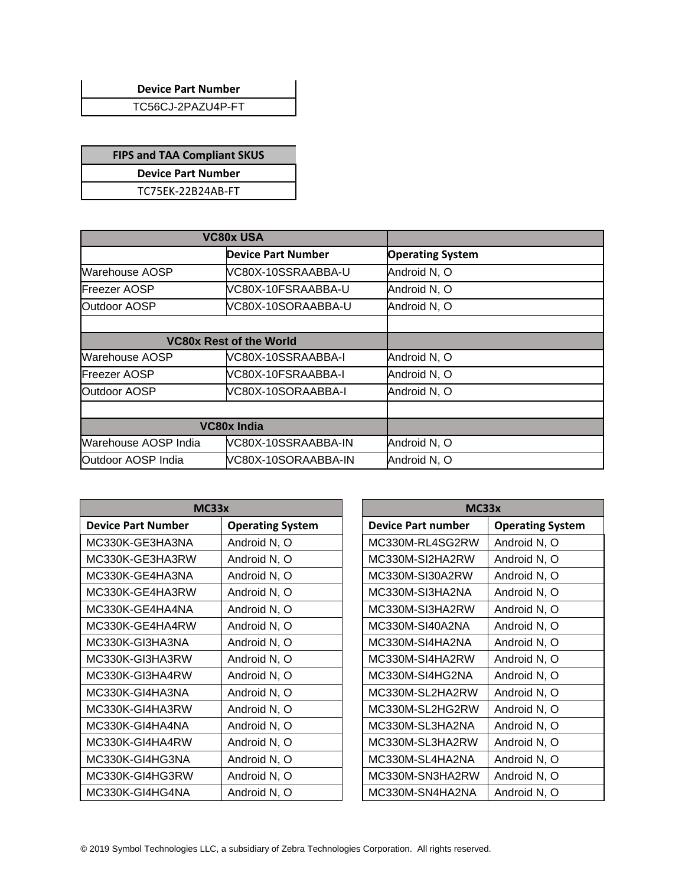| Device Part Number |
| --- |
| TC56CJ-2PAZU4P-FT |

| FIPS and TAA Compliant SKUS |
| --- |
| **Device Part Number** |
| TC75EK-22B24AB-FT |

| VC80x USA | | |
| --- | --- | --- |
| | **Device Part Number** | **Operating System** |
| Warehouse AOSP | VC80X-10SSRAABBA-U | Android N, O |
| Freezer AOSP | VC80X-10FSRAABBA-U | Android N, O |
| Outdoor AOSP | VC80X-10SORAABBA-U | Android N, O |
| | | |
| **VC80x Rest of the World** | | |
| Warehouse AOSP | VC80X-10SSRAABBA-I | Android N, O |
| Freezer AOSP | VC80X-10FSRAABBA-I | Android N, O |
| Outdoor AOSP | VC80X-10SORAABBA-I | Android N, O |
| | | |
| **VC80x India** | | |
| Warehouse AOSP India | VC80X-10SSRAABBA-IN | Android N, O |
| Outdoor AOSP India | VC80X-10SORAABBA-IN | Android N, O |

| MC33x | |
| --- | --- |
| **Device Part Number** | **Operating System** |
| MC330K-GE3HA3NA | Android N, O |
| MC330K-GE3HA3RW | Android N, O |
| MC330K-GE4HA3NA | Android N, O |
| MC330K-GE4HA3RW | Android N, O |
| MC330K-GE4HA4NA | Android N, O |
| MC330K-GE4HA4RW | Android N, O |
| MC330K-GI3HA3NA | Android N, O |
| MC330K-GI3HA3RW | Android N, O |
| MC330K-GI3HA4RW | Android N, O |
| MC330K-GI4HA3NA | Android N, O |
| MC330K-GI4HA3RW | Android N, O |
| MC330K-GI4HA4NA | Android N, O |
| MC330K-GI4HA4RW | Android N, O |
| MC330K-GI4HG3NA | Android N, O |
| MC330K-GI4HG3RW | Android N, O |
| MC330K-GI4HG4NA | Android N, O |

| MC33x | |
| --- | --- |
| **Device Part number** | **Operating System** |
| MC330M-RL4SG2RW | Android N, O |
| MC330M-SI2HA2RW | Android N, O |
| MC330M-SI30A2RW | Android N, O |
| MC330M-SI3HA2NA | Android N, O |
| MC330M-SI3HA2RW | Android N, O |
| MC330M-SI40A2NA | Android N, O |
| MC330M-SI4HA2NA | Android N, O |
| MC330M-SI4HA2RW | Android N, O |
| MC330M-SI4HG2NA | Android N, O |
| MC330M-SL2HA2RW | Android N, O |
| MC330M-SL2HG2RW | Android N, O |
| MC330M-SL3HA2NA | Android N, O |
| MC330M-SL3HA2RW | Android N, O |
| MC330M-SL4HA2NA | Android N, O |
| MC330M-SN3HA2RW | Android N, O |
| MC330M-SN4HA2NA | Android N, O |

© 2019 Symbol Technologies LLC, a subsidiary of Zebra Technologies Corporation. All rights reserved.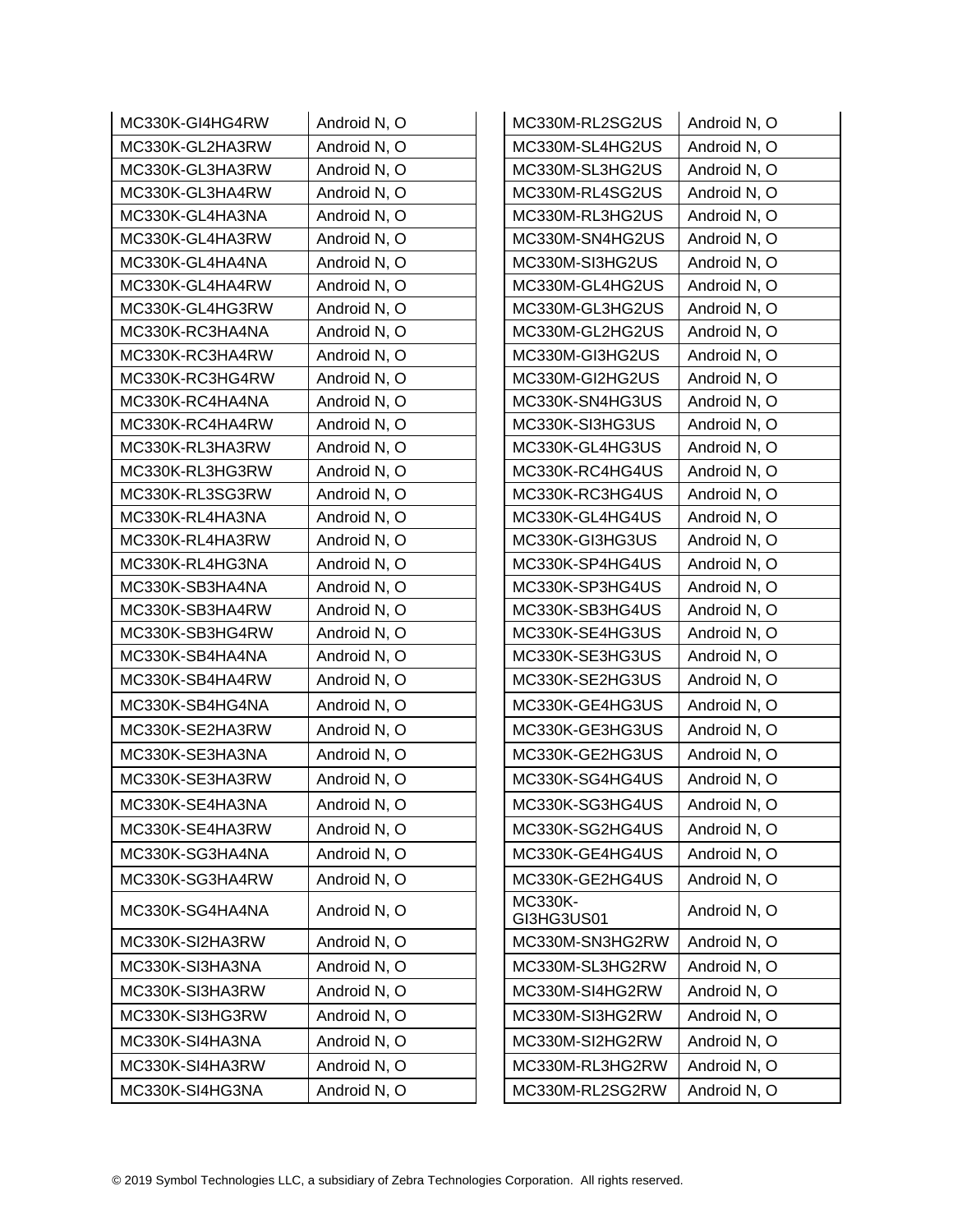| | |
|---|---|
| MC330K-GI4HG4RW | Android N, O |
| MC330K-GL2HA3RW | Android N, O |
| MC330K-GL3HA3RW | Android N, O |
| MC330K-GL3HA4RW | Android N, O |
| MC330K-GL4HA3NA | Android N, O |
| MC330K-GL4HA3RW | Android N, O |
| MC330K-GL4HA4NA | Android N, O |
| MC330K-GL4HA4RW | Android N, O |
| MC330K-GL4HG3RW | Android N, O |
| MC330K-RC3HA4NA | Android N, O |
| MC330K-RC3HA4RW | Android N, O |
| MC330K-RC3HG4RW | Android N, O |
| MC330K-RC4HA4NA | Android N, O |
| MC330K-RC4HA4RW | Android N, O |
| MC330K-RL3HA3RW | Android N, O |
| MC330K-RL3HG3RW | Android N, O |
| MC330K-RL3SG3RW | Android N, O |
| MC330K-RL4HA3NA | Android N, O |
| MC330K-RL4HA3RW | Android N, O |
| MC330K-RL4HG3NA | Android N, O |
| MC330K-SB3HA4NA | Android N, O |
| MC330K-SB3HA4RW | Android N, O |
| MC330K-SB3HG4RW | Android N, O |
| MC330K-SB4HA4NA | Android N, O |
| MC330K-SB4HA4RW | Android N, O |
| MC330K-SB4HG4NA | Android N, O |
| MC330K-SE2HA3RW | Android N, O |
| MC330K-SE3HA3NA | Android N, O |
| MC330K-SE3HA3RW | Android N, O |
| MC330K-SE4HA3NA | Android N, O |
| MC330K-SE4HA3RW | Android N, O |
| MC330K-SG3HA4NA | Android N, O |
| MC330K-SG3HA4RW | Android N, O |
| MC330K-SG4HA4NA | Android N, O |
| MC330K-SI2HA3RW | Android N, O |
| MC330K-SI3HA3NA | Android N, O |
| MC330K-SI3HA3RW | Android N, O |
| MC330K-SI3HG3RW | Android N, O |
| MC330K-SI4HA3NA | Android N, O |
| MC330K-SI4HA3RW | Android N, O |
| MC330K-SI4HG3NA | Android N, O |

| | |
|---|---|
| MC330M-RL2SG2US | Android N, O |
| MC330M-SL4HG2US | Android N, O |
| MC330M-SL3HG2US | Android N, O |
| MC330M-RL4SG2US | Android N, O |
| MC330M-RL3HG2US | Android N, O |
| MC330M-SN4HG2US | Android N, O |
| MC330M-SI3HG2US | Android N, O |
| MC330M-GL4HG2US | Android N, O |
| MC330M-GL3HG2US | Android N, O |
| MC330M-GL2HG2US | Android N, O |
| MC330M-GI3HG2US | Android N, O |
| MC330M-GI2HG2US | Android N, O |
| MC330K-SN4HG3US | Android N, O |
| MC330K-SI3HG3US | Android N, O |
| MC330K-GL4HG3US | Android N, O |
| MC330K-RC4HG4US | Android N, O |
| MC330K-RC3HG4US | Android N, O |
| MC330K-GL4HG4US | Android N, O |
| MC330K-GI3HG3US | Android N, O |
| MC330K-SP4HG4US | Android N, O |
| MC330K-SP3HG4US | Android N, O |
| MC330K-SB3HG4US | Android N, O |
| MC330K-SE4HG3US | Android N, O |
| MC330K-SE3HG3US | Android N, O |
| MC330K-SE2HG3US | Android N, O |
| MC330K-GE4HG3US | Android N, O |
| MC330K-GE3HG3US | Android N, O |
| MC330K-GE2HG3US | Android N, O |
| MC330K-SG4HG4US | Android N, O |
| MC330K-SG3HG4US | Android N, O |
| MC330K-SG2HG4US | Android N, O |
| MC330K-GE4HG4US | Android N, O |
| MC330K-GE2HG4US | Android N, O |
| MC330K-GI3HG3US01 | Android N, O |
| MC330M-SN3HG2RW | Android N, O |
| MC330M-SL3HG2RW | Android N, O |
| MC330M-SI4HG2RW | Android N, O |
| MC330M-SI3HG2RW | Android N, O |
| MC330M-SI2HG2RW | Android N, O |
| MC330M-RL3HG2RW | Android N, O |
| MC330M-RL2SG2RW | Android N, O |

© 2019 Symbol Technologies LLC, a subsidiary of Zebra Technologies Corporation. All rights reserved.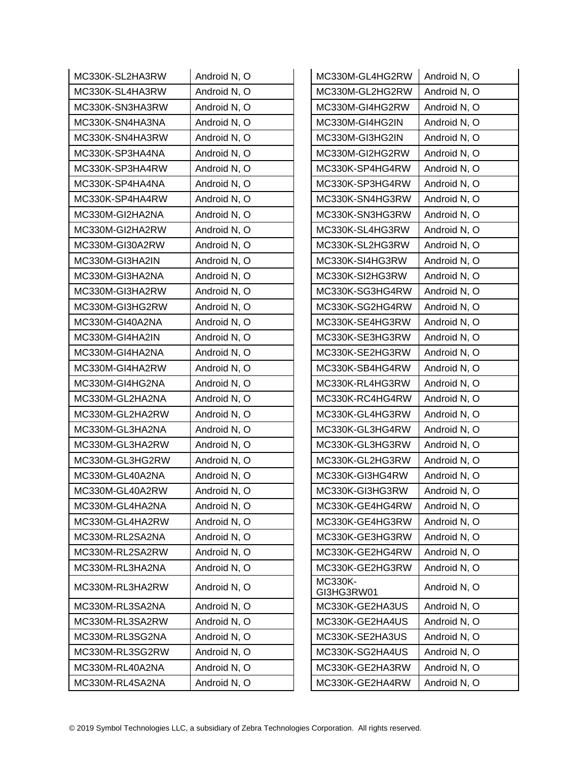| | |
|---|---|
| MC330K-SL2HA3RW | Android N, O |
| MC330K-SL4HA3RW | Android N, O |
| MC330K-SN3HA3RW | Android N, O |
| MC330K-SN4HA3NA | Android N, O |
| MC330K-SN4HA3RW | Android N, O |
| MC330K-SP3HA4NA | Android N, O |
| MC330K-SP3HA4RW | Android N, O |
| MC330K-SP4HA4NA | Android N, O |
| MC330K-SP4HA4RW | Android N, O |
| MC330M-GI2HA2NA | Android N, O |
| MC330M-GI2HA2RW | Android N, O |
| MC330M-GI30A2RW | Android N, O |
| MC330M-GI3HA2IN | Android N, O |
| MC330M-GI3HA2NA | Android N, O |
| MC330M-GI3HA2RW | Android N, O |
| MC330M-GI3HG2RW | Android N, O |
| MC330M-GI40A2NA | Android N, O |
| MC330M-GI4HA2IN | Android N, O |
| MC330M-GI4HA2NA | Android N, O |
| MC330M-GI4HA2RW | Android N, O |
| MC330M-GI4HG2NA | Android N, O |
| MC330M-GL2HA2NA | Android N, O |
| MC330M-GL2HA2RW | Android N, O |
| MC330M-GL3HA2NA | Android N, O |
| MC330M-GL3HA2RW | Android N, O |
| MC330M-GL3HG2RW | Android N, O |
| MC330M-GL40A2NA | Android N, O |
| MC330M-GL40A2RW | Android N, O |
| MC330M-GL4HA2NA | Android N, O |
| MC330M-GL4HA2RW | Android N, O |
| MC330M-RL2SA2NA | Android N, O |
| MC330M-RL2SA2RW | Android N, O |
| MC330M-RL3HA2NA | Android N, O |
| MC330M-RL3HA2RW | Android N, O |
| MC330M-RL3SA2NA | Android N, O |
| MC330M-RL3SA2RW | Android N, O |
| MC330M-RL3SG2NA | Android N, O |
| MC330M-RL3SG2RW | Android N, O |
| MC330M-RL40A2NA | Android N, O |
| MC330M-RL4SA2NA | Android N, O |
| MC330M-GL4HG2RW | Android N, O |
| MC330M-GL2HG2RW | Android N, O |
| MC330M-GI4HG2RW | Android N, O |
| MC330M-GI4HG2IN | Android N, O |
| MC330M-GI3HG2IN | Android N, O |
| MC330M-GI2HG2RW | Android N, O |
| MC330K-SP4HG4RW | Android N, O |
| MC330K-SP3HG4RW | Android N, O |
| MC330K-SN4HG3RW | Android N, O |
| MC330K-SN3HG3RW | Android N, O |
| MC330K-SL4HG3RW | Android N, O |
| MC330K-SL2HG3RW | Android N, O |
| MC330K-SI4HG3RW | Android N, O |
| MC330K-SI2HG3RW | Android N, O |
| MC330K-SG3HG4RW | Android N, O |
| MC330K-SG2HG4RW | Android N, O |
| MC330K-SE4HG3RW | Android N, O |
| MC330K-SE3HG3RW | Android N, O |
| MC330K-SE2HG3RW | Android N, O |
| MC330K-SB4HG4RW | Android N, O |
| MC330K-RL4HG3RW | Android N, O |
| MC330K-RC4HG4RW | Android N, O |
| MC330K-GL4HG3RW | Android N, O |
| MC330K-GL3HG4RW | Android N, O |
| MC330K-GL3HG3RW | Android N, O |
| MC330K-GL2HG3RW | Android N, O |
| MC330K-GI3HG4RW | Android N, O |
| MC330K-GI3HG3RW | Android N, O |
| MC330K-GE4HG4RW | Android N, O |
| MC330K-GE4HG3RW | Android N, O |
| MC330K-GE3HG3RW | Android N, O |
| MC330K-GE2HG4RW | Android N, O |
| MC330K-GE2HG3RW | Android N, O |
| MC330K-GI3HG3RW01 | Android N, O |
| MC330K-GE2HA3US | Android N, O |
| MC330K-GE2HA4US | Android N, O |
| MC330K-SE2HA3US | Android N, O |
| MC330K-SG2HA4US | Android N, O |
| MC330K-GE2HA3RW | Android N, O |
| MC330K-GE2HA4RW | Android N, O |

© 2019 Symbol Technologies LLC, a subsidiary of Zebra Technologies Corporation. All rights reserved.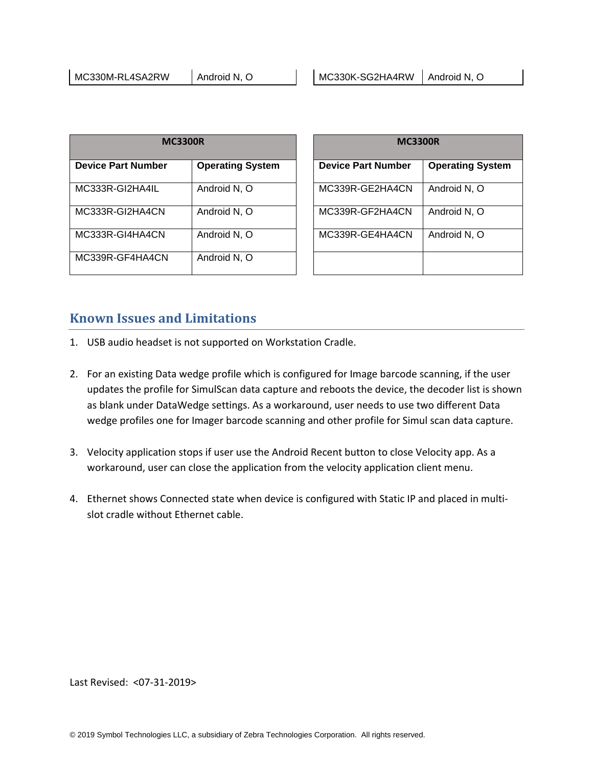| | |
|---|---|
| MC330M-RL4SA2RW | Android N, O |

| | |
|---|---|
| MC330K-SG2HA4RW | Android N, O |

| MC3300R | |
|---|---|
| **Device Part Number** | **Operating System** |
| MC333R-GI2HA4IL | Android N, O |
| MC333R-GI2HA4CN | Android N, O |
| MC333R-GI4HA4CN | Android N, O |
| MC339R-GF4HA4CN | Android N, O |

| MC3300R | |
|---|---|
| **Device Part Number** | **Operating System** |
| MC339R-GE2HA4CN | Android N, O |
| MC339R-GF2HA4CN | Android N, O |
| MC339R-GE4HA4CN | Android N, O |
| | |

## Known Issues and Limitations

1. USB audio headset is not supported on Workstation Cradle.

2. For an existing Data wedge profile which is configured for Image barcode scanning, if the user updates the profile for SimulScan data capture and reboots the device, the decoder list is shown as blank under DataWedge settings. As a workaround, user needs to use two different Data wedge profiles one for Imager barcode scanning and other profile for Simul scan data capture.

3. Velocity application stops if user use the Android Recent button to close Velocity app. As a workaround, user can close the application from the velocity application client menu.

4. Ethernet shows Connected state when device is configured with Static IP and placed in multi-slot cradle without Ethernet cable.

Last Revised: <07-31-2019>

© 2019 Symbol Technologies LLC, a subsidiary of Zebra Technologies Corporation. All rights reserved.